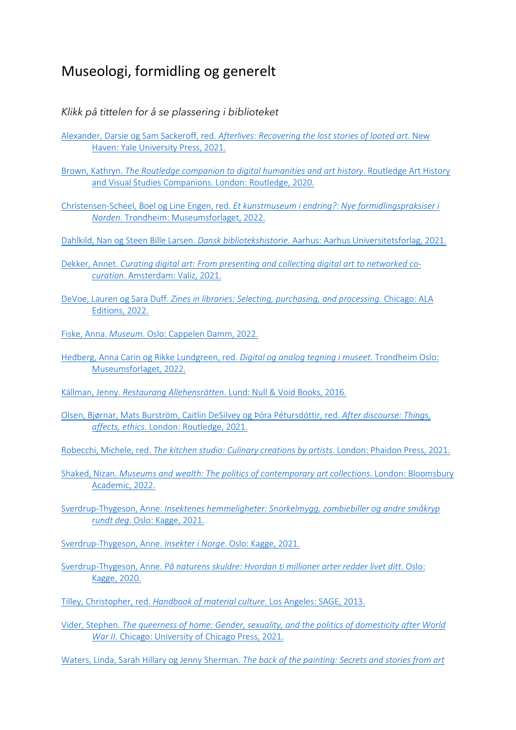# Museologi, formidling og generelt

*Klikk på tittelen for å se plassering i biblioteket*

Alexander, Darsie og Sam Sackeroff, red. *Afterlives: Recovering the lost stories of looted art*. New Haven: Yale University Press, 2021.

Brown, Kathryn. *The Routledge companion to digital humanities and art history*. Routledge Art History and Visual Studies Companions. London: Routledge, 2020.

Christensen-Scheel, Boel og Line Engen, red. *Et kunstmuseum i endring?: Nye formidlingspraksiser i Norden*. Trondheim: Museumsforlaget, 2022.

Dahlkild, Nan og Steen Bille Larsen. *Dansk bibliotekshistorie*. Aarhus: Aarhus Universitetsforlag, 2021.

Dekker, Annet. *Curating digital art: From presenting and collecting digital art to networked co-curation*. Amsterdam: Valiz, 2021.

DeVoe, Lauren og Sara Duff. *Zines in libraries: Selecting, purchasing, and processing.* Chicago: ALA Editions, 2022.

Fiske, Anna. *Museum*. Oslo: Cappelen Damm, 2022.

Hedberg, Anna Carin og Rikke Lundgreen, red. *Digital og analog tegning i museet*. Trondheim Oslo: Museumsforlaget, 2022.

Källman, Jenny. *Restaurang Allehensrätten*. Lund: Null & Void Books, 2016.

Olsen, Bjørnar, Mats Burström, Caitlin DeSilvey og Þóra Pétursdóttir, red. *After discourse: Things, affects, ethics*. London: Routledge, 2021.

Robecchi, Michele, red. *The kitchen studio: Culinary creations by artists*. London: Phaidon Press, 2021.

Shaked, Nizan. *Museums and wealth: The politics of contemporary art collections*. London: Bloomsbury Academic, 2022.

Sverdrup-Thygeson, Anne. *Insektenes hemmeligheter: Snorkelmygg, zombiebiller og andre småkryp rundt deg*. Oslo: Kagge, 2021.

Sverdrup-Thygeson, Anne. *Insekter i Norge*. Oslo: Kagge, 2021.

Sverdrup-Thygeson, Anne. *På naturens skuldre: Hvordan ti millioner arter redder livet ditt*. Oslo: Kagge, 2020.

Tilley, Christopher, red. *Handbook of material culture*. Los Angeles: SAGE, 2013.

Vider, Stephen. *The queerness of home: Gender, sexuality, and the politics of domesticity after World War II*. Chicago: University of Chicago Press, 2021.

Waters, Linda, Sarah Hillary og Jenny Sherman. *The back of the painting: Secrets and stories from art*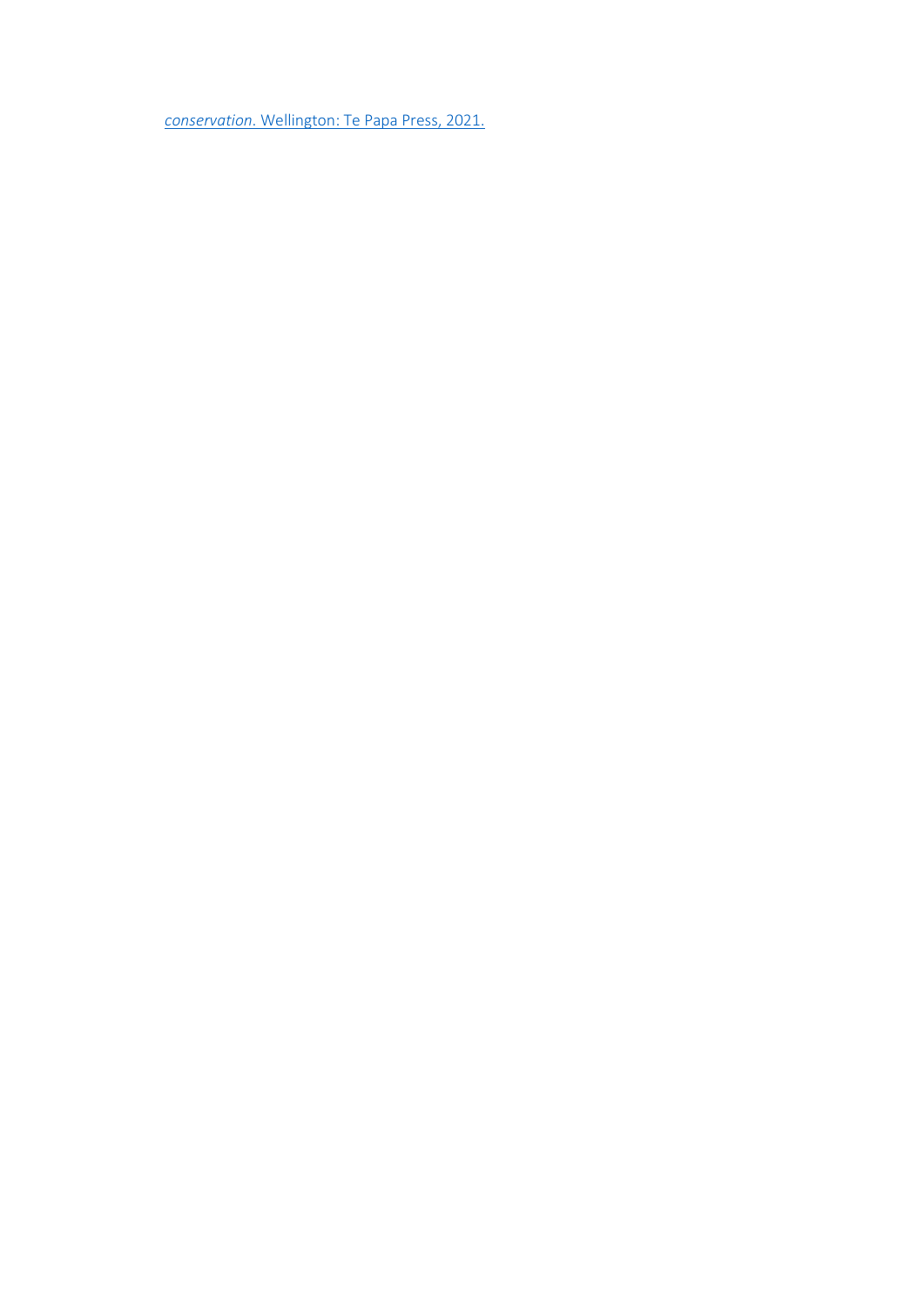*conservation*. Wellington: Te Papa Press, 2021.